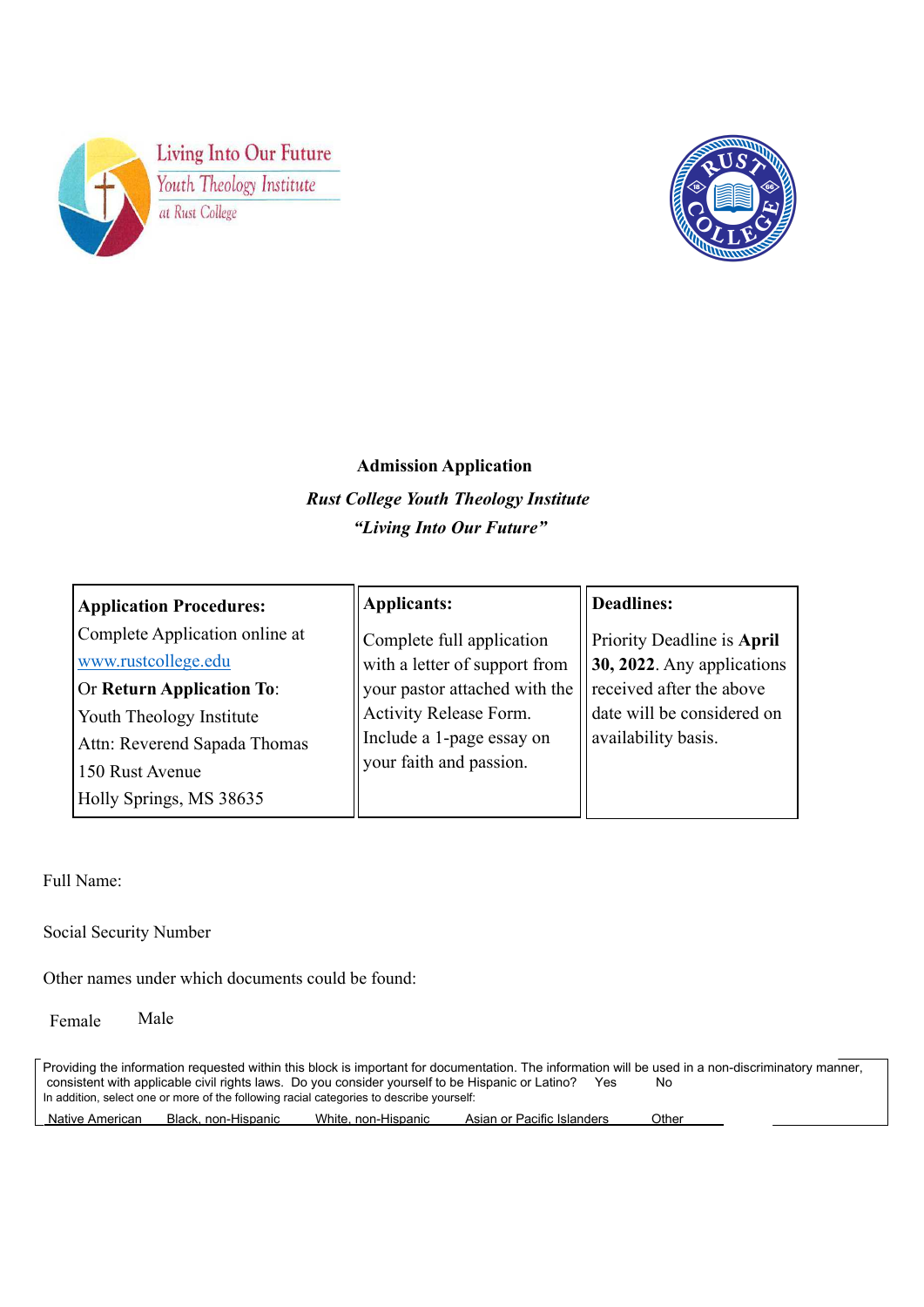Living Into Our Future
Youth Theology Institute
at Rust College

RUST COLLEGE 1866

**Admission Application**

***Rust College Youth Theology Institute***

***"Living Into Our Future"***

| **Application Procedures:** | **Applicants:** | **Deadlines:** |
|---|---|---|
| Complete Application online at [www.rustcollege.edu](http://www.rustcollege.edu) Or **Return Application To**: Youth Theology Institute Attn: Reverend Sapada Thomas 150 Rust Avenue Holly Springs, MS 38635 | Complete full application with a letter of support from your pastor attached with the Activity Release Form. Include a 1-page essay on your faith and passion. | Priority Deadline is **April 30, 2022**. Any applications received after the above date will be considered on availability basis. |

Full Name:

Social Security Number

Other names under which documents could be found:

Female Male

Providing the information requested within this block is important for documentation. The information will be used in a non-discriminatory manner, consistent with applicable civil rights laws. Do you consider yourself to be Hispanic or Latino? Yes No
In addition, select one or more of the following racial categories to describe yourself:
Native American Black, non-Hispanic White, non-Hispanic Asian or Pacific Islanders Other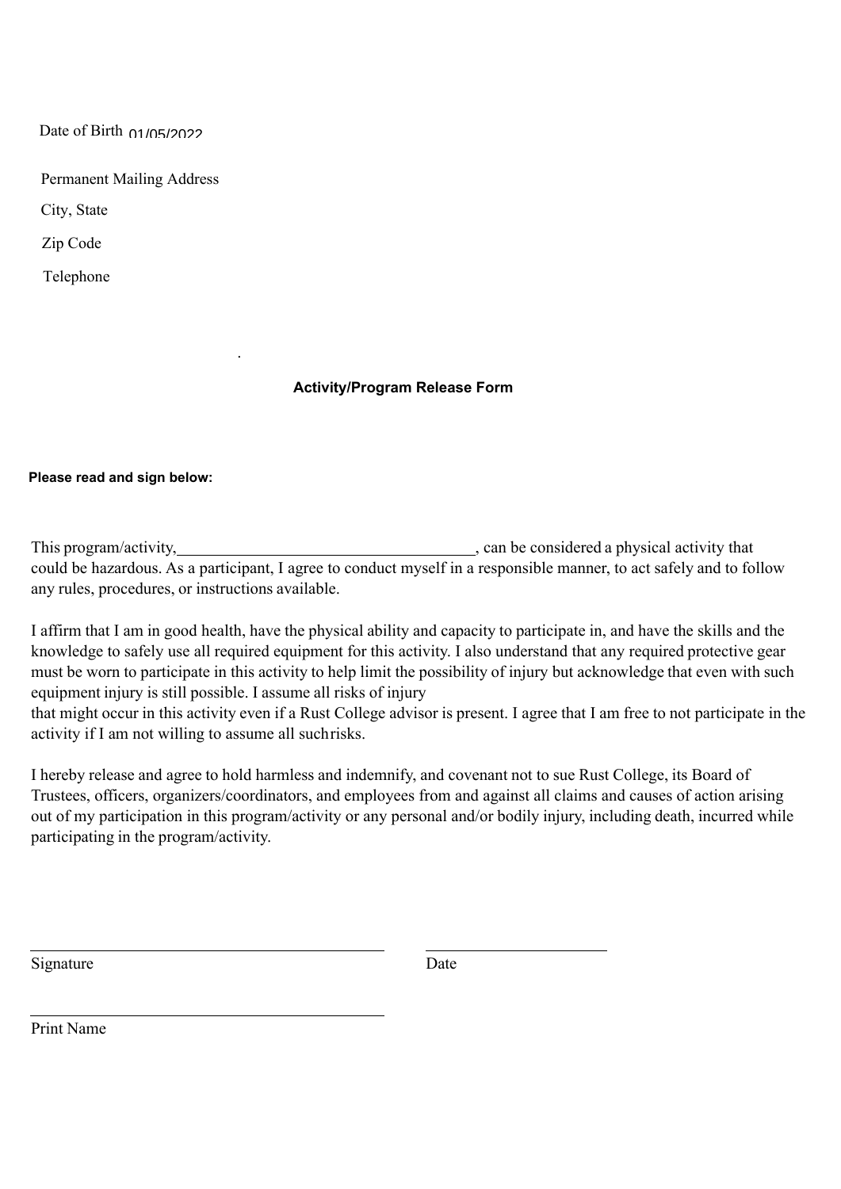Date of Birth 01/05/2022

Permanent Mailing Address

City, State

Zip Code

Telephone

.

**Activity/Program Release Form**

**Please read and sign below:**

This program/activity,\_\_\_\_\_\_\_\_\_\_\_\_\_\_\_\_\_\_\_\_\_\_\_\_\_\_\_\_\_\_\_\_\_\_\_\_, can be considered a physical activity that could be hazardous. As a participant, I agree to conduct myself in a responsible manner, to act safely and to follow any rules, procedures, or instructions available.

I affirm that I am in good health, have the physical ability and capacity to participate in, and have the skills and the knowledge to safely use all required equipment for this activity. I also understand that any required protective gear must be worn to participate in this activity to help limit the possibility of injury but acknowledge that even with such equipment injury is still possible. I assume all risks of injury that might occur in this activity even if a Rust College advisor is present. I agree that I am free to not participate in the activity if I am not willing to assume all suchrisks.

I hereby release and agree to hold harmless and indemnify, and covenant not to sue Rust College, its Board of Trustees, officers, organizers/coordinators, and employees from and against all claims and causes of action arising out of my participation in this program/activity or any personal and/or bodily injury, including death, incurred while participating in the program/activity.

\_\_\_\_\_\_\_\_\_\_\_\_\_\_\_\_\_\_\_\_\_\_\_\_\_\_\_\_\_\_\_\_\_\_\_\_\_\_\_\_ \_\_\_\_\_\_\_\_\_\_\_\_\_\_\_\_\_\_\_\_

Signature Date

\_\_\_\_\_\_\_\_\_\_\_\_\_\_\_\_\_\_\_\_\_\_\_\_\_\_\_\_\_\_\_\_\_\_\_\_\_\_\_\_

Print Name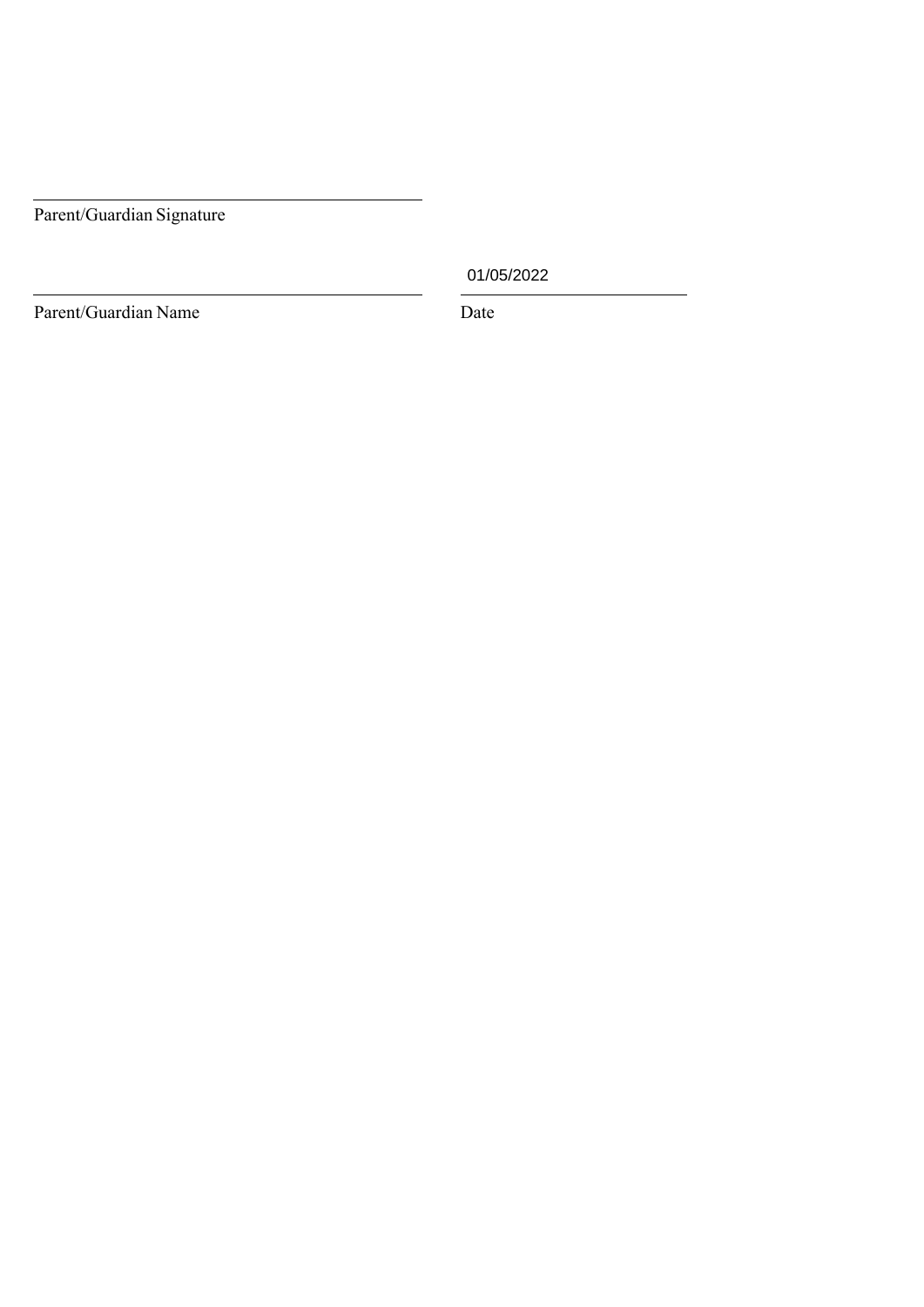\_\_\_\_\_\_\_\_\_\_\_\_\_\_\_\_\_\_\_\_\_\_\_\_\_\_\_\_\_\_\_\_\_\_\_\_\_\_\_\_
Parent/Guardian Signature

\_\_\_\_\_\_\_\_\_\_\_\_\_\_\_\_\_\_\_\_\_\_\_\_\_\_\_\_\_\_\_\_\_\_\_\_\_\_\_\_
Parent/Guardian Name

01/05/2022
\_\_\_\_\_\_\_\_\_\_\_\_\_\_\_\_\_\_\_\_\_\_\_\_
Date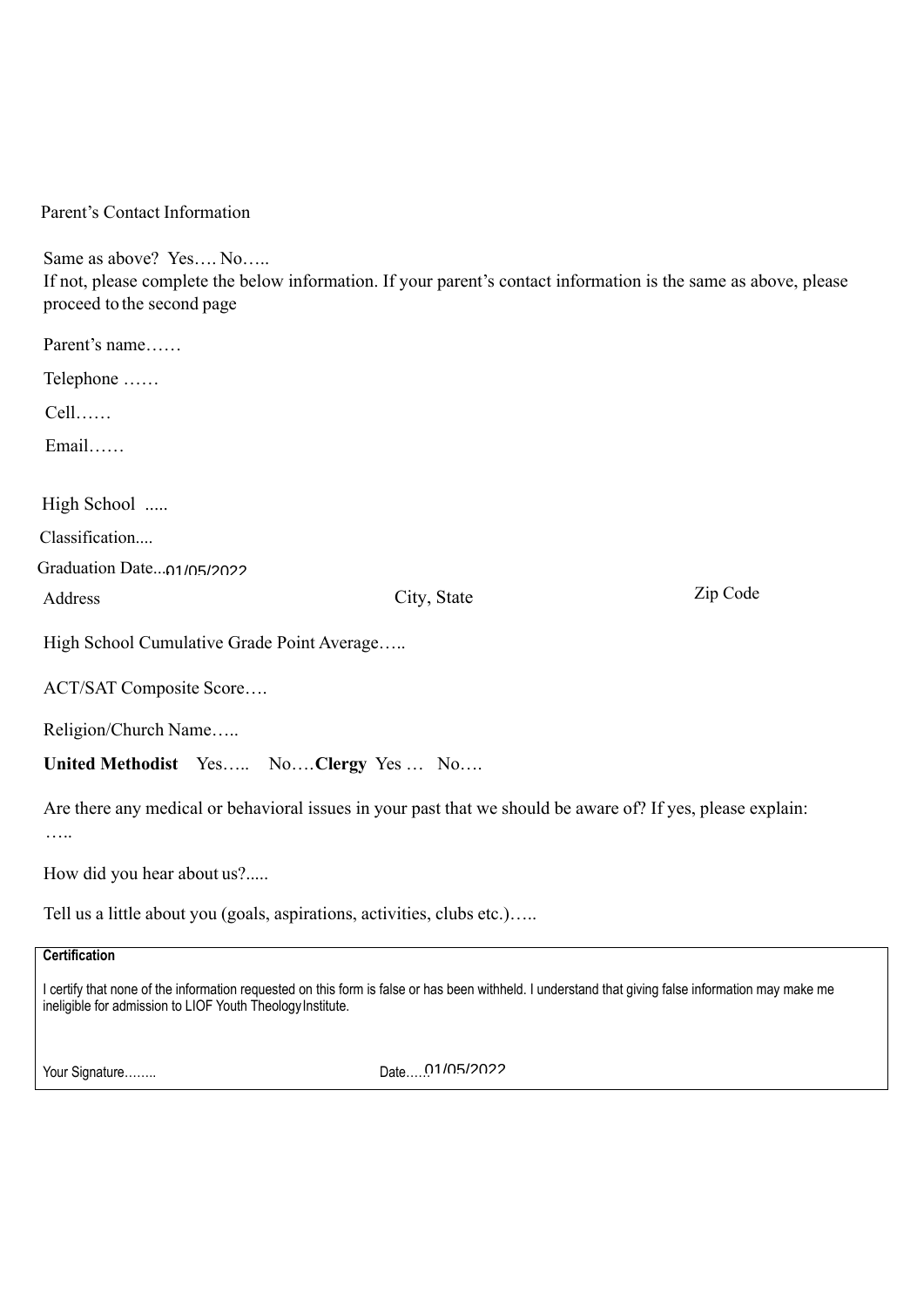Parent's Contact Information

Same as above? Yes…. No…..
If not, please complete the below information. If your parent's contact information is the same as above, please proceed to the second page

Parent's name……

Telephone ……

Cell……

Email……

High School .....

Classification....

Graduation Date...01/05/2022

Address                    City, State                    Zip Code

High School Cumulative Grade Point Average…..

ACT/SAT Composite Score….

Religion/Church Name…..

**United Methodist** Yes….. No….**Clergy** Yes … No….

Are there any medical or behavioral issues in your past that we should be aware of? If yes, please explain:
…..

How did you hear about us?.....

Tell us a little about you (goals, aspirations, activities, clubs etc.)…..

**Certification**

I certify that none of the information requested on this form is false or has been withheld. I understand that giving false information may make me ineligible for admission to LIOF Youth Theology Institute.

Your Signature……..                    Date…..01/05/2022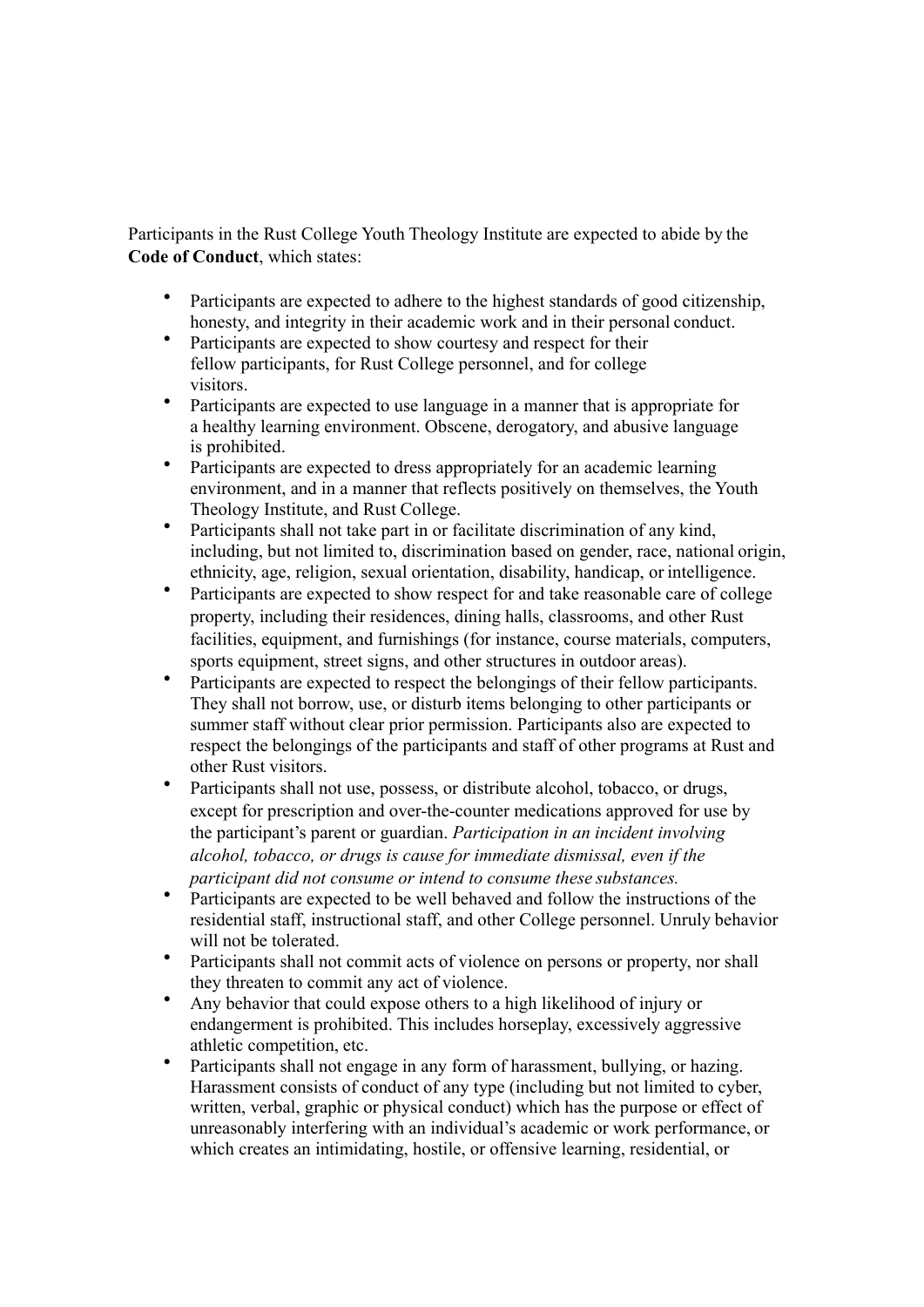Participants in the Rust College Youth Theology Institute are expected to abide by the **Code of Conduct**, which states:

- Participants are expected to adhere to the highest standards of good citizenship, honesty, and integrity in their academic work and in their personal conduct.
- Participants are expected to show courtesy and respect for their fellow participants, for Rust College personnel, and for college visitors.
- Participants are expected to use language in a manner that is appropriate for a healthy learning environment. Obscene, derogatory, and abusive language is prohibited.
- Participants are expected to dress appropriately for an academic learning environment, and in a manner that reflects positively on themselves, the Youth Theology Institute, and Rust College.
- Participants shall not take part in or facilitate discrimination of any kind, including, but not limited to, discrimination based on gender, race, national origin, ethnicity, age, religion, sexual orientation, disability, handicap, or intelligence.
- Participants are expected to show respect for and take reasonable care of college property, including their residences, dining halls, classrooms, and other Rust facilities, equipment, and furnishings (for instance, course materials, computers, sports equipment, street signs, and other structures in outdoor areas).
- Participants are expected to respect the belongings of their fellow participants. They shall not borrow, use, or disturb items belonging to other participants or summer staff without clear prior permission. Participants also are expected to respect the belongings of the participants and staff of other programs at Rust and other Rust visitors.
- Participants shall not use, possess, or distribute alcohol, tobacco, or drugs, except for prescription and over-the-counter medications approved for use by the participant's parent or guardian. *Participation in an incident involving alcohol, tobacco, or drugs is cause for immediate dismissal, even if the participant did not consume or intend to consume these substances.*
- Participants are expected to be well behaved and follow the instructions of the residential staff, instructional staff, and other College personnel. Unruly behavior will not be tolerated.
- Participants shall not commit acts of violence on persons or property, nor shall they threaten to commit any act of violence.
- Any behavior that could expose others to a high likelihood of injury or endangerment is prohibited. This includes horseplay, excessively aggressive athletic competition, etc.
- Participants shall not engage in any form of harassment, bullying, or hazing. Harassment consists of conduct of any type (including but not limited to cyber, written, verbal, graphic or physical conduct) which has the purpose or effect of unreasonably interfering with an individual's academic or work performance, or which creates an intimidating, hostile, or offensive learning, residential, or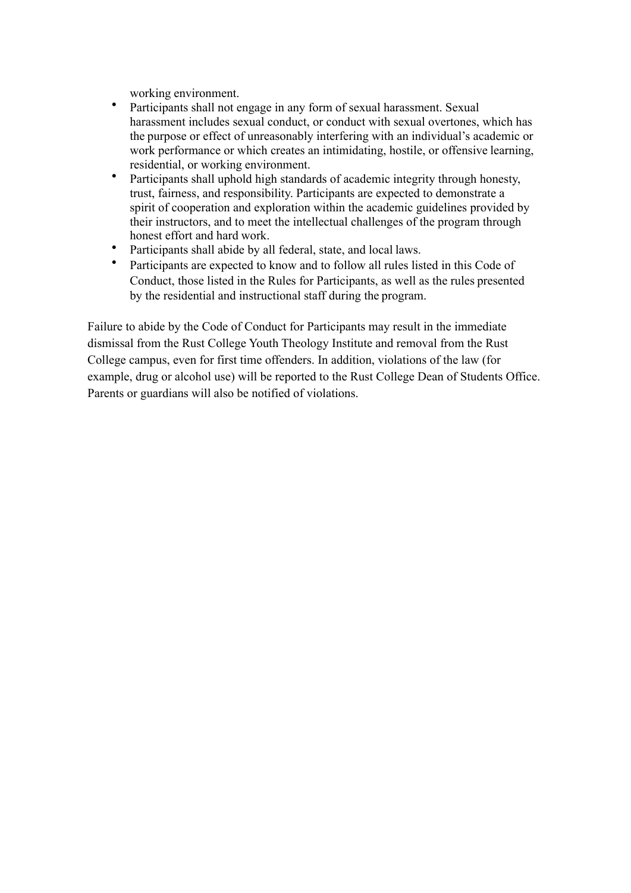working environment.

- Participants shall not engage in any form of sexual harassment. Sexual harassment includes sexual conduct, or conduct with sexual overtones, which has the purpose or effect of unreasonably interfering with an individual's academic or work performance or which creates an intimidating, hostile, or offensive learning, residential, or working environment.
- Participants shall uphold high standards of academic integrity through honesty, trust, fairness, and responsibility. Participants are expected to demonstrate a spirit of cooperation and exploration within the academic guidelines provided by their instructors, and to meet the intellectual challenges of the program through honest effort and hard work.
- Participants shall abide by all federal, state, and local laws.
- Participants are expected to know and to follow all rules listed in this Code of Conduct, those listed in the Rules for Participants, as well as the rules presented by the residential and instructional staff during the program.

Failure to abide by the Code of Conduct for Participants may result in the immediate dismissal from the Rust College Youth Theology Institute and removal from the Rust College campus, even for first time offenders. In addition, violations of the law (for example, drug or alcohol use) will be reported to the Rust College Dean of Students Office. Parents or guardians will also be notified of violations.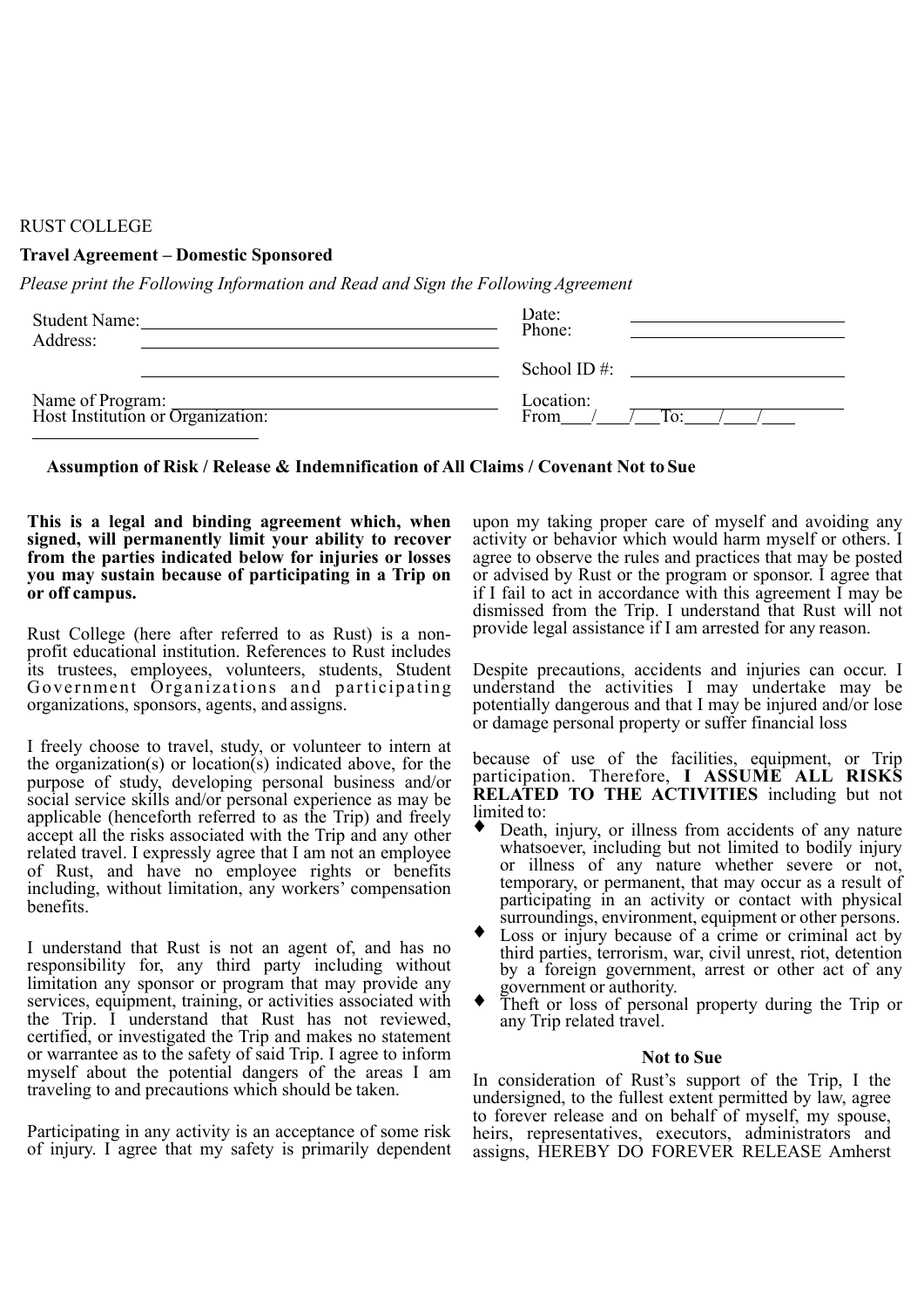RUST COLLEGE

**Travel Agreement – Domestic Sponsored**

*Please print the Following Information and Read and Sign the Following Agreement*

Student Name: ______________________________ Date: ____________________

Address: ______________________________ Phone: ____________________

______________________________ School ID #: ____________________

Name of Program: ______________________________ Location: ____________________

Host Institution or Organization: ______________________________ From___/___/___To:___/___/___

**Assumption of Risk / Release & Indemnification of All Claims / Covenant Not to Sue**

**This is a legal and binding agreement which, when signed, will permanently limit your ability to recover from the parties indicated below for injuries or losses you may sustain because of participating in a Trip on or off campus.**

Rust College (here after referred to as Rust) is a non-profit educational institution. References to Rust includes its trustees, employees, volunteers, students, Student Government Organizations and participating organizations, sponsors, agents, and assigns.

I freely choose to travel, study, or volunteer to intern at the organization(s) or location(s) indicated above, for the purpose of study, developing personal business and/or social service skills and/or personal experience as may be applicable (henceforth referred to as the Trip) and freely accept all the risks associated with the Trip and any other related travel. I expressly agree that I am not an employee of Rust, and have no employee rights or benefits including, without limitation, any workers' compensation benefits.

I understand that Rust is not an agent of, and has no responsibility for, any third party including without limitation any sponsor or program that may provide any services, equipment, training, or activities associated with the Trip. I understand that Rust has not reviewed, certified, or investigated the Trip and makes no statement or warrantee as to the safety of said Trip. I agree to inform myself about the potential dangers of the areas I am traveling to and precautions which should be taken.

Participating in any activity is an acceptance of some risk of injury. I agree that my safety is primarily dependent upon my taking proper care of myself and avoiding any activity or behavior which would harm myself or others. I agree to observe the rules and practices that may be posted or advised by Rust or the program or sponsor. I agree that if I fail to act in accordance with this agreement I may be dismissed from the Trip. I understand that Rust will not provide legal assistance if I am arrested for any reason.

Despite precautions, accidents and injuries can occur. I understand the activities I may undertake may be potentially dangerous and that I may be injured and/or lose or damage personal property or suffer financial loss

because of use of the facilities, equipment, or Trip participation. Therefore, **I ASSUME ALL RISKS RELATED TO THE ACTIVITIES** including but not limited to:

- Death, injury, or illness from accidents of any nature whatsoever, including but not limited to bodily injury or illness of any nature whether severe or not, temporary, or permanent, that may occur as a result of participating in an activity or contact with physical surroundings, environment, equipment or other persons.
- Loss or injury because of a crime or criminal act by third parties, terrorism, war, civil unrest, riot, detention by a foreign government, arrest or other act of any government or authority.
- Theft or loss of personal property during the Trip or any Trip related travel.

**Not to Sue**

In consideration of Rust's support of the Trip, I the undersigned, to the fullest extent permitted by law, agree to forever release and on behalf of myself, my spouse, heirs, representatives, executors, administrators and assigns, HEREBY DO FOREVER RELEASE Amherst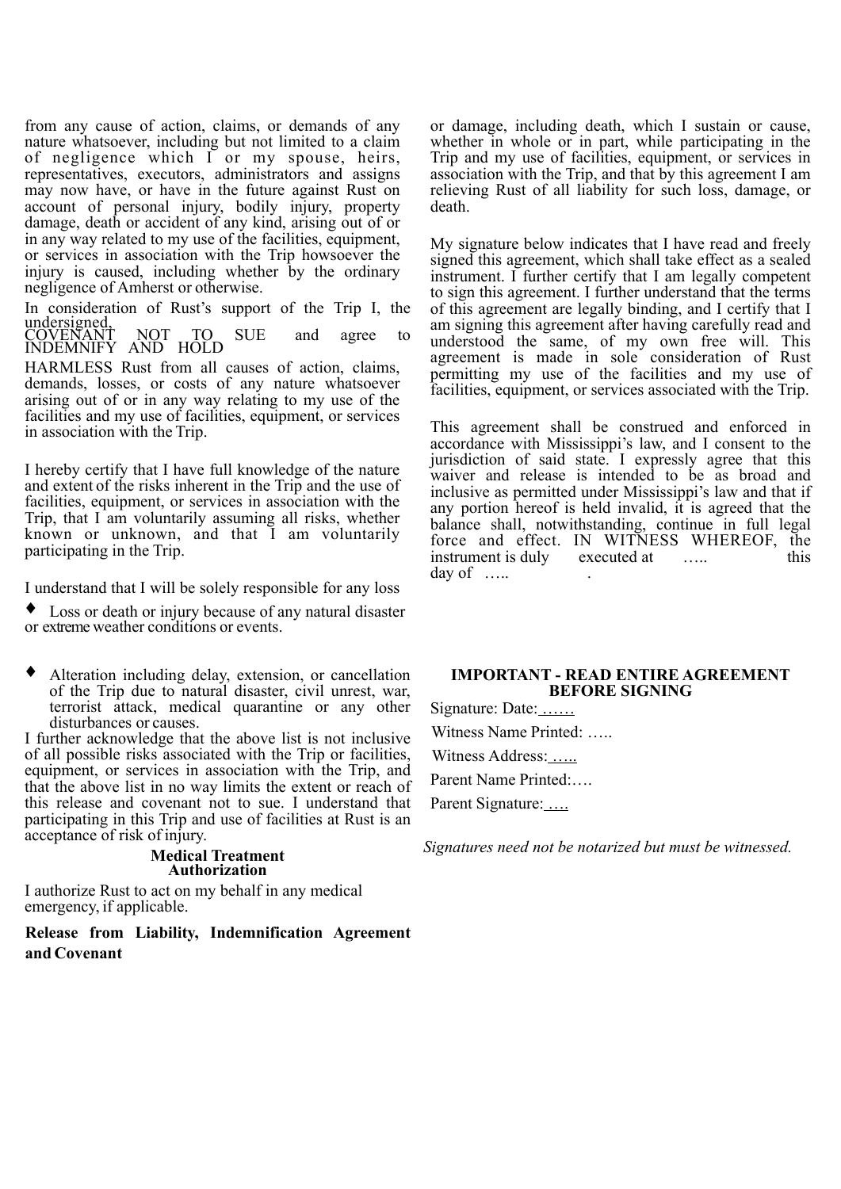from any cause of action, claims, or demands of any nature whatsoever, including but not limited to a claim of negligence which I or my spouse, heirs, representatives, executors, administrators and assigns may now have, or have in the future against Rust on account of personal injury, bodily injury, property damage, death or accident of any kind, arising out of or in any way related to my use of the facilities, equipment, or services in association with the Trip howsoever the injury is caused, including whether by the ordinary negligence of Amherst or otherwise.

In consideration of Rust's support of the Trip I, the undersigned, COVENANT NOT TO SUE and agree to INDEMNIFY AND HOLD HARMLESS Rust from all causes of action, claims, demands, losses, or costs of any nature whatsoever arising out of or in any way relating to my use of the facilities and my use of facilities, equipment, or services in association with the Trip.

I hereby certify that I have full knowledge of the nature and extent of the risks inherent in the Trip and the use of facilities, equipment, or services in association with the Trip, that I am voluntarily assuming all risks, whether known or unknown, and that I am voluntarily participating in the Trip.

I understand that I will be solely responsible for any loss

- Loss or death or injury because of any natural disaster or extreme weather conditions or events.

- Alteration including delay, extension, or cancellation of the Trip due to natural disaster, civil unrest, war, terrorist attack, medical quarantine or any other disturbances or causes.

I further acknowledge that the above list is not inclusive of all possible risks associated with the Trip or facilities, equipment, or services in association with the Trip, and that the above list in no way limits the extent or reach of this release and covenant not to sue. I understand that participating in this Trip and use of facilities at Rust is an acceptance of risk of injury.

**Medical Treatment Authorization**

I authorize Rust to act on my behalf in any medical emergency, if applicable.

**Release from Liability, Indemnification Agreement and Covenant**

or damage, including death, which I sustain or cause, whether in whole or in part, while participating in the Trip and my use of facilities, equipment, or services in association with the Trip, and that by this agreement I am relieving Rust of all liability for such loss, damage, or death.

My signature below indicates that I have read and freely signed this agreement, which shall take effect as a sealed instrument. I further certify that I am legally competent to sign this agreement. I further understand that the terms of this agreement are legally binding, and I certify that I am signing this agreement after having carefully read and understood the same, of my own free will. This agreement is made in sole consideration of Rust permitting my use of the facilities and my use of facilities, equipment, or services associated with the Trip.

This agreement shall be construed and enforced in accordance with Mississippi's law, and I consent to the jurisdiction of said state. I expressly agree that this waiver and release is intended to be as broad and inclusive as permitted under Mississippi's law and that if any portion hereof is held invalid, it is agreed that the balance shall, notwithstanding, continue in full legal force and effect. IN WITNESS WHEREOF, the instrument is duly executed at ….. this day of ….. .

**IMPORTANT - READ ENTIRE AGREEMENT BEFORE SIGNING**

Signature: Date: ……

Witness Name Printed: …..

Witness Address: …..

Parent Name Printed:….

Parent Signature: ….

*Signatures need not be notarized but must be witnessed.*